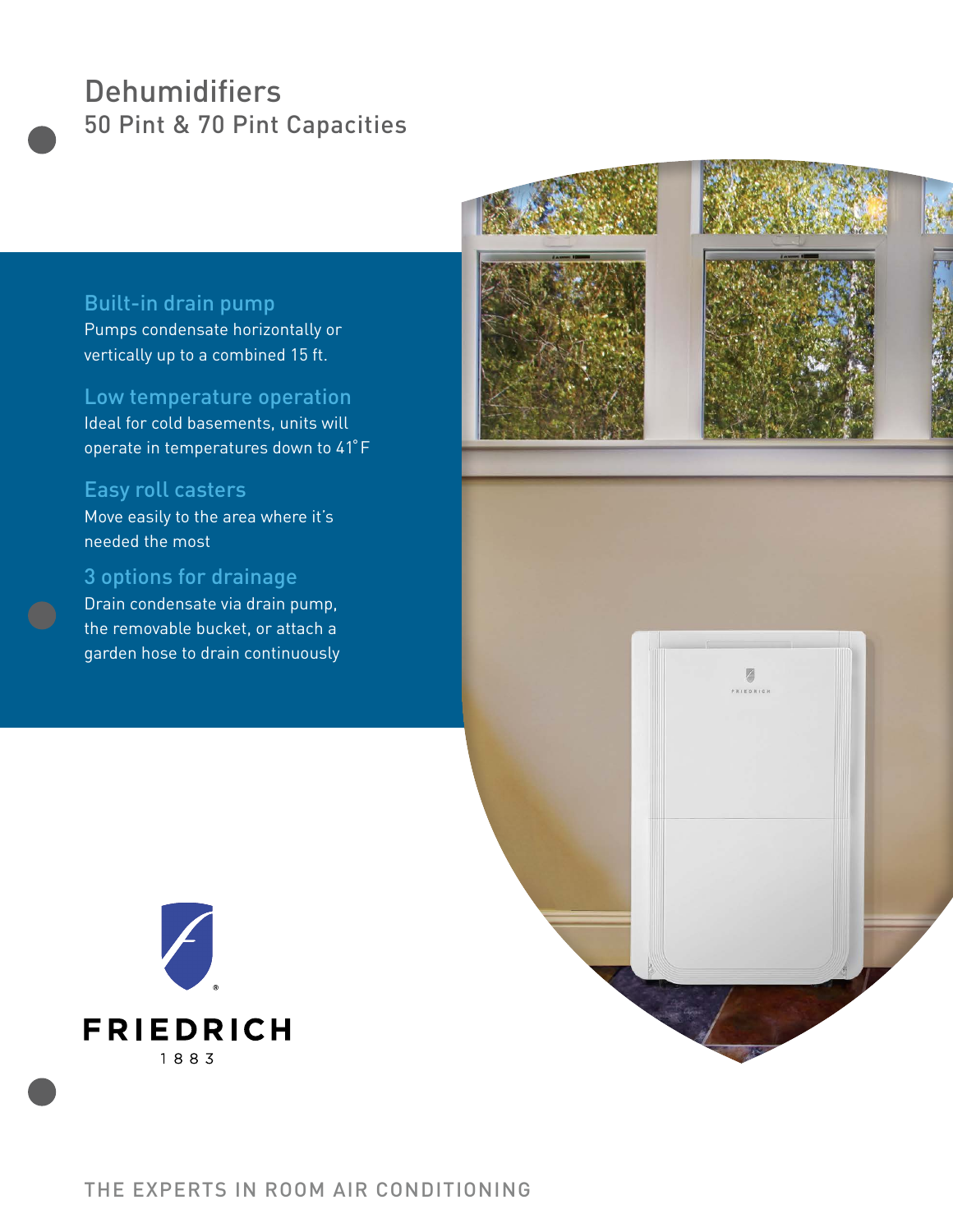# Dehumidifiers

## 50 Pint & 70 Pint Capacities

### Built-in drain pump

Pumps condensate horizontally or vertically up to a combined 15 ft.

### Low temperature operation

Ideal for cold basements, units will operate in temperatures down to 41˚F

### Easy roll casters

Move easily to the area where it's needed the most

### 3 options for drainage

Drain condensate via drain pump, the removable bucket, or attach a garden hose to drain continuously

FRIEDRICH

1883

THE EXPERTS IN ROOM AIR CONDITIONING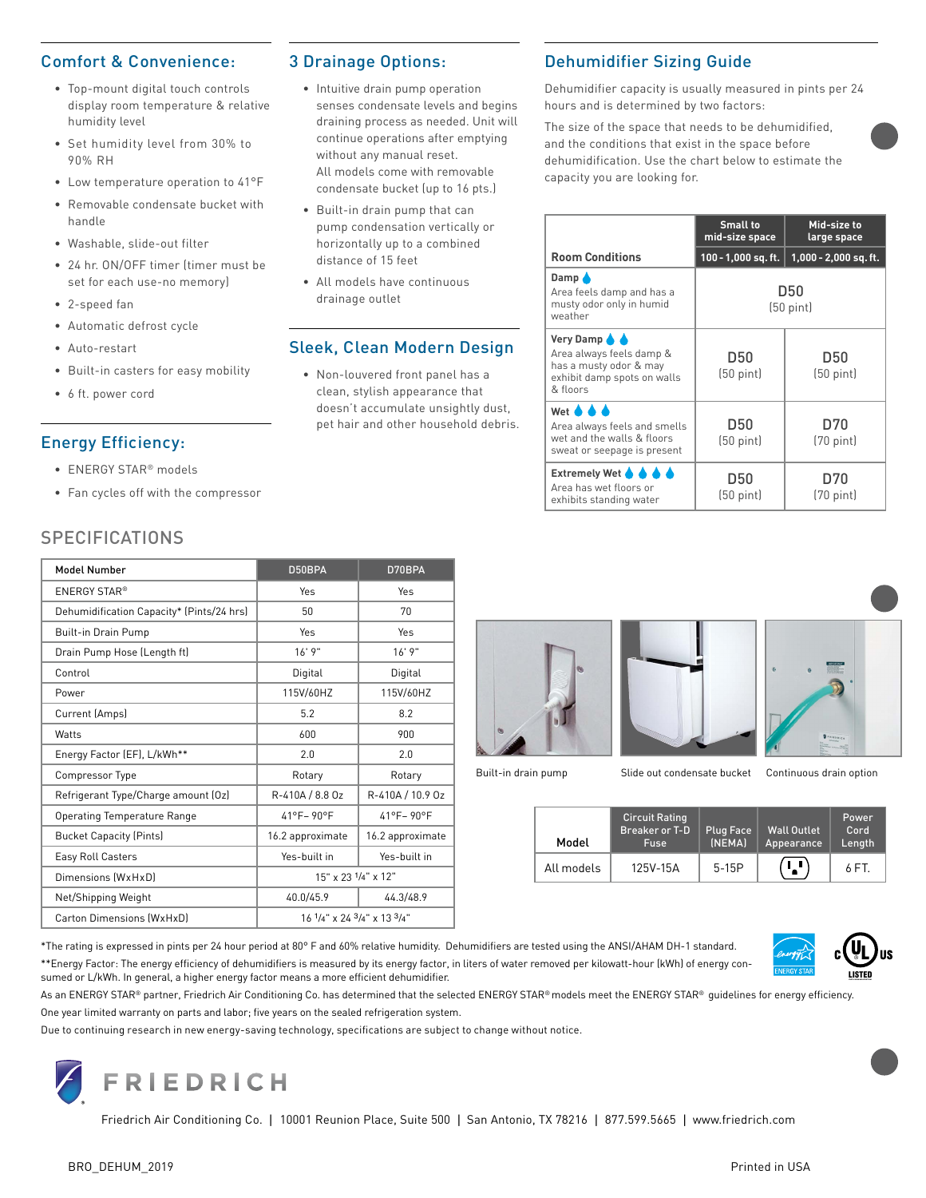## Comfort & Convenience:

- Top-mount digital touch controls display room temperature & relative humidity level
- Set humidity level from 30% to 90% RH
- Low temperature operation to 41°F
- Removable condensate bucket with handle
- Washable, slide-out filter
- 24 hr. ON/OFF timer (timer must be set for each use-no memory)
- 2-speed fan
- Automatic defrost cycle
- Auto-restart
- Built-in casters for easy mobility
- 6 ft. power cord

## Energy Efficiency:

- ENERGY STAR® models
- Fan cycles off with the compressor

## 3 Drainage Options:

- Intuitive drain pump operation senses condensate levels and begins draining process as needed. Unit will continue operations after emptying without any manual reset. All models come with removable condensate bucket (up to 16 pts.)
- Built-in drain pump that can pump condensation vertically or horizontally up to a combined distance of 15 feet
- All models have continuous drainage outlet

## Sleek, Clean Modern Design

- Non-louvered front panel has a clean, stylish appearance that doesn't accumulate unsightly dust, pet hair and other household debris.

## Dehumidifier Sizing Guide

Dehumidifier capacity is usually measured in pints per 24 hours and is determined by two factors:

The size of the space that needs to be dehumidified, and the conditions that exist in the space before dehumidification. Use the chart below to estimate the capacity you are looking for.

| Room Conditions | Small to mid-size space 100 - 1,000 sq. ft. | Mid-size to large space 1,000 - 2,000 sq. ft. |
|---|---|---|
| **Damp** Area feels damp and has a musty odor only in humid weather | D50 (50 pint) | |
| **Very Damp** Area always feels damp & has a musty odor & may exhibit damp spots on walls & floors | D50 (50 pint) | D50 (50 pint) |
| **Wet** Area always feels and smells wet and the walls & floors sweat or seepage is present | D50 (50 pint) | D70 (70 pint) |
| **Extremely Wet** Area has wet floors or exhibits standing water | D50 (50 pint) | D70 (70 pint) |

## SPECIFICATIONS

| Model Number | D50BPA | D70BPA |
|---|---|---|
| ENERGY STAR® | Yes | Yes |
| Dehumidification Capacity* (Pints/24 hrs) | 50 | 70 |
| Built-in Drain Pump | Yes | Yes |
| Drain Pump Hose (Length ft) | 16' 9" | 16' 9" |
| Control | Digital | Digital |
| Power | 115V/60HZ | 115V/60HZ |
| Current (Amps) | 5.2 | 8.2 |
| Watts | 600 | 900 |
| Energy Factor (EF), L/kWh** | 2.0 | 2.0 |
| Compressor Type | Rotary | Rotary |
| Refrigerant Type/Charge amount (Oz) | R-410A / 8.8 Oz | R-410A / 10.9 Oz |
| Operating Temperature Range | 41°F– 90°F | 41°F– 90°F |
| Bucket Capacity (Pints) | 16.2 approximate | 16.2 approximate |
| Easy Roll Casters | Yes-built in | Yes-built in |
| Dimensions (WxHxD) | 15" x 23 1/4" x 12" | |
| Net/Shipping Weight | 40.0/45.9 | 44.3/48.9 |
| Carton Dimensions (WxHxD) | 16 1/4" x 24 3/4" x 13 3/4" | |

Built-in drain pump

Slide out condensate bucket

Continuous drain option

| Model | Circuit Rating Breaker or T-D Fuse | Plug Face (NEMA) | Wall Outlet Appearance | Power Cord Length |
|---|---|---|---|---|
| All models | 125V-15A | 5-15P | | 6 FT. |

*The rating is expressed in pints per 24 hour period at 80° F and 60% relative humidity. Dehumidifiers are tested using the ANSI/AHAM DH-1 standard.

**Energy Factor: The energy efficiency of dehumidifiers is measured by its energy factor, in liters of water removed per kilowatt-hour (kWh) of energy consumed or L/kWh. In general, a higher energy factor means a more efficient dehumidifier.

As an ENERGY STAR® partner, Friedrich Air Conditioning Co. has determined that the selected ENERGY STAR® models meet the ENERGY STAR® guidelines for energy efficiency.

One year limited warranty on parts and labor; five years on the sealed refrigeration system.

Due to continuing research in new energy-saving technology, specifications are subject to change without notice.

FRIEDRICH

Friedrich Air Conditioning Co. | 10001 Reunion Place, Suite 500 | San Antonio, TX 78216 | 877.599.5665 | www.friedrich.com

BRO_DEHUM_2019

Printed in USA